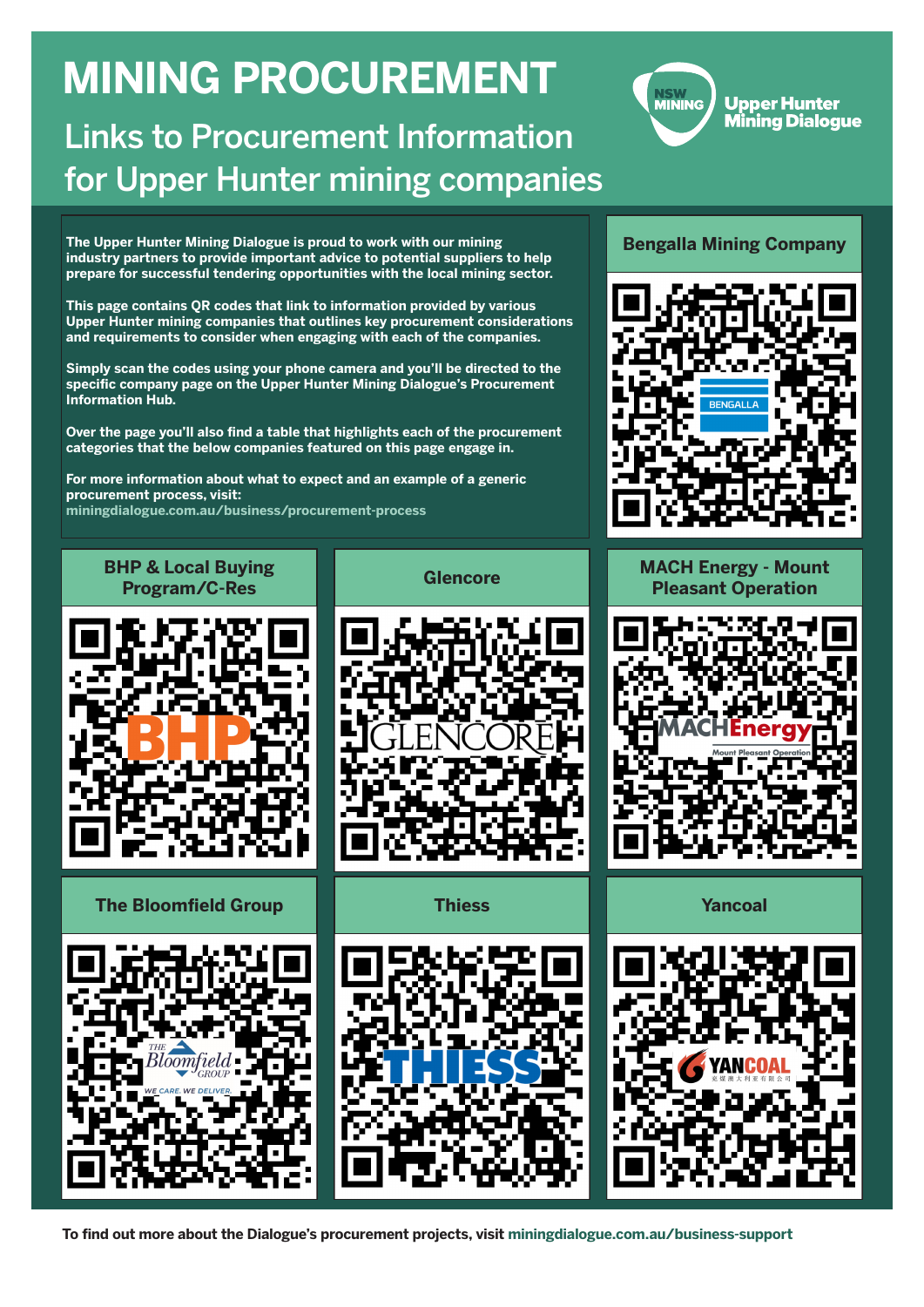# MINING PROCUREMENT

## Links to Procurement Information for Upper Hunter mining companies

NSW MINING | Upper Hunter Mining Dialogue

**The Upper Hunter Mining Dialogue is proud to work with our mining industry partners to provide important advice to potential suppliers to help prepare for successful tendering opportunities with the local mining sector.**

**This page contains QR codes that link to information provided by various Upper Hunter mining companies that outlines key procurement considerations and requirements to consider when engaging with each of the companies.**

**Simply scan the codes using your phone camera and you'll be directed to the specific company page on the Upper Hunter Mining Dialogue's Procurement Information Hub.**

**Over the page you'll also find a table that highlights each of the procurement categories that the below companies featured on this page engage in.**

**For more information about what to expect and an example of a generic procurement process, visit:**
**miningdialogue.com.au/business/procurement-process**

### Bengalla Mining Company

### BHP & Local Buying Program/C-Res

### Glencore

### MACH Energy - Mount Pleasant Operation

### The Bloomfield Group

### Thiess

### Yancoal

**To find out more about the Dialogue's procurement projects, visit miningdialogue.com.au/business-support**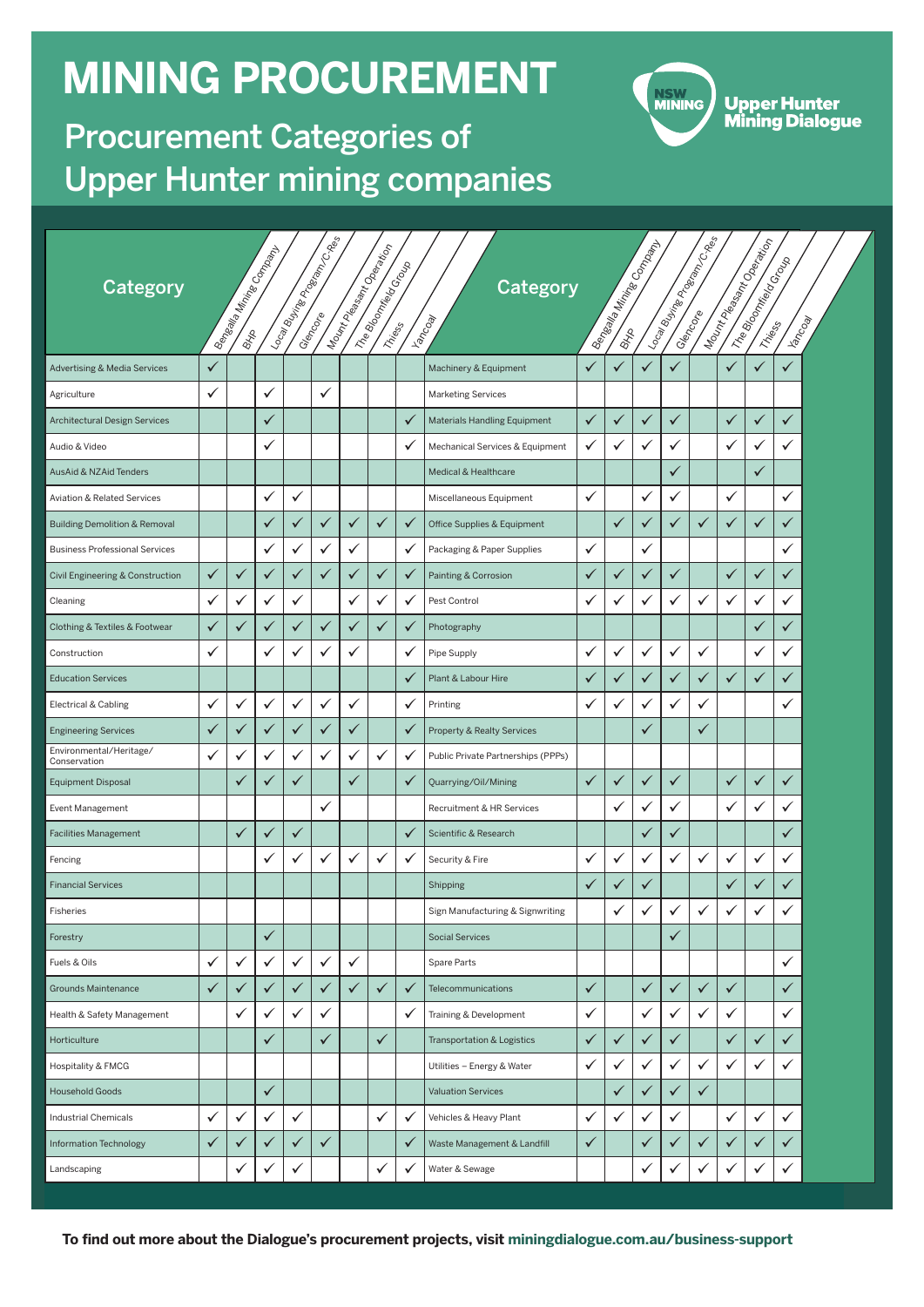# MINING PROCUREMENT

## Procurement Categories of Upper Hunter mining companies

NSW MINING | Upper Hunter Mining Dialogue

| Category | Bengalla Mining Company | BHP | Local Buying Program/C-Res | Glencore | Mount Pleasant Operation | The Bloomfield Group | Thiess | Yancoal |
|---|---|---|---|---|---|---|---|---|
| Advertising & Media Services | ✓ | | | | | | | |
| Agriculture | ✓ | | ✓ | | ✓ | | | |
| Architectural Design Services | | | ✓ | | | | | ✓ |
| Audio & Video | | | ✓ | | | | | ✓ |
| AusAid & NZAid Tenders | | | | | | | | |
| Aviation & Related Services | | | ✓ | ✓ | | | | |
| Building Demolition & Removal | | | ✓ | ✓ | ✓ | ✓ | ✓ | ✓ |
| Business Professional Services | | | ✓ | ✓ | ✓ | ✓ | | ✓ |
| Civil Engineering & Construction | ✓ | ✓ | ✓ | ✓ | ✓ | ✓ | ✓ | ✓ |
| Cleaning | ✓ | ✓ | ✓ | ✓ | | ✓ | ✓ | ✓ |
| Clothing & Textiles & Footwear | ✓ | ✓ | ✓ | ✓ | ✓ | ✓ | ✓ | ✓ |
| Construction | ✓ | | ✓ | ✓ | ✓ | ✓ | | ✓ |
| Education Services | | | | | | | | ✓ |
| Electrical & Cabling | ✓ | ✓ | ✓ | ✓ | ✓ | ✓ | | ✓ |
| Engineering Services | ✓ | ✓ | ✓ | ✓ | ✓ | ✓ | | ✓ |
| Environmental/Heritage/ Conservation | ✓ | ✓ | ✓ | ✓ | ✓ | ✓ | ✓ | ✓ |
| Equipment Disposal | | ✓ | ✓ | ✓ | | ✓ | | ✓ |
| Event Management | | | | | ✓ | | | |
| Facilities Management | | ✓ | ✓ | ✓ | | | | ✓ |
| Fencing | | | ✓ | ✓ | ✓ | ✓ | ✓ | ✓ |
| Financial Services | | | | | | | | |
| Fisheries | | | | | | | | |
| Forestry | | | ✓ | | | | | |
| Fuels & Oils | ✓ | ✓ | ✓ | ✓ | ✓ | ✓ | | |
| Grounds Maintenance | ✓ | ✓ | ✓ | ✓ | ✓ | ✓ | ✓ | ✓ |
| Health & Safety Management | | ✓ | ✓ | ✓ | ✓ | | | ✓ |
| Horticulture | | | ✓ | | ✓ | | ✓ | |
| Hospitality & FMCG | | | | | | | | |
| Household Goods | | | ✓ | | | | | |
| Industrial Chemicals | ✓ | ✓ | ✓ | ✓ | | | ✓ | ✓ |
| Information Technology | ✓ | ✓ | ✓ | ✓ | ✓ | | | ✓ |
| Landscaping | | ✓ | ✓ | ✓ | | | ✓ | ✓ |
| Machinery & Equipment | ✓ | ✓ | ✓ | ✓ | | ✓ | ✓ | ✓ |
| Marketing Services | | | | | | | | |
| Materials Handling Equipment | ✓ | ✓ | ✓ | ✓ | | ✓ | ✓ | ✓ |
| Mechanical Services & Equipment | ✓ | ✓ | ✓ | ✓ | | ✓ | ✓ | ✓ |
| Medical & Healthcare | | | | ✓ | | | ✓ | |
| Miscellaneous Equipment | ✓ | | ✓ | ✓ | | ✓ | | ✓ |
| Office Supplies & Equipment | | ✓ | ✓ | ✓ | ✓ | ✓ | ✓ | ✓ |
| Packaging & Paper Supplies | ✓ | | ✓ | | | | | ✓ |
| Painting & Corrosion | ✓ | ✓ | ✓ | ✓ | | ✓ | ✓ | ✓ |
| Pest Control | ✓ | ✓ | ✓ | ✓ | ✓ | ✓ | ✓ | ✓ |
| Photography | | | | | | | ✓ | ✓ |
| Pipe Supply | ✓ | ✓ | ✓ | ✓ | ✓ | | ✓ | ✓ |
| Plant & Labour Hire | ✓ | ✓ | ✓ | ✓ | ✓ | ✓ | ✓ | ✓ |
| Printing | ✓ | ✓ | ✓ | ✓ | ✓ | | | ✓ |
| Property & Realty Services | | | ✓ | | ✓ | | | |
| Public Private Partnerships (PPPs) | | | | | | | | |
| Quarrying/Oil/Mining | ✓ | ✓ | ✓ | ✓ | | ✓ | ✓ | ✓ |
| Recruitment & HR Services | | ✓ | ✓ | ✓ | | ✓ | ✓ | ✓ |
| Scientific & Research | | | ✓ | ✓ | | | | ✓ |
| Security & Fire | ✓ | ✓ | ✓ | ✓ | ✓ | ✓ | ✓ | ✓ |
| Shipping | ✓ | ✓ | ✓ | | | ✓ | ✓ | ✓ |
| Sign Manufacturing & Signwriting | | ✓ | ✓ | ✓ | ✓ | ✓ | ✓ | ✓ |
| Social Services | | | | ✓ | | | | |
| Spare Parts | | | | | | | | ✓ |
| Telecommunications | ✓ | | ✓ | ✓ | ✓ | ✓ | | ✓ |
| Training & Development | ✓ | | ✓ | ✓ | ✓ | ✓ | | ✓ |
| Transportation & Logistics | ✓ | ✓ | ✓ | ✓ | | ✓ | ✓ | ✓ |
| Utilities – Energy & Water | ✓ | ✓ | ✓ | ✓ | ✓ | ✓ | ✓ | ✓ |
| Valuation Services | | ✓ | ✓ | ✓ | ✓ | | | |
| Vehicles & Heavy Plant | ✓ | ✓ | ✓ | ✓ | | ✓ | ✓ | ✓ |
| Waste Management & Landfill | ✓ | | ✓ | ✓ | ✓ | ✓ | ✓ | ✓ |
| Water & Sewage | | | ✓ | ✓ | ✓ | ✓ | ✓ | ✓ |

**To find out more about the Dialogue's procurement projects, visit miningdialogue.com.au/business-support**